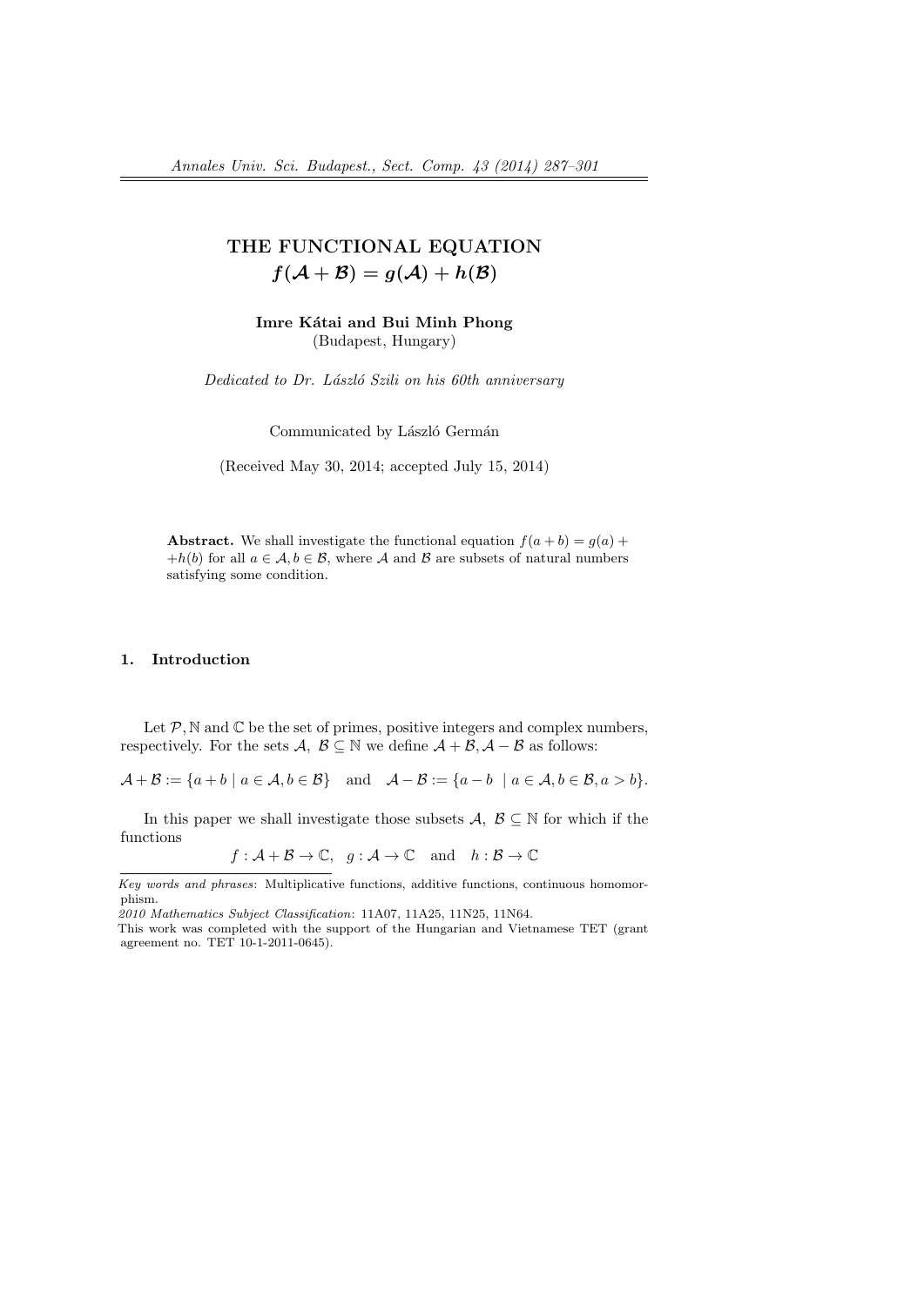# THE FUNCTIONAL EQUATION $f(\mathcal{A}+\mathcal{B}) = g(\mathcal{A}) + h(\mathcal{B})$

**Imre Kátai and Bui Minh Phong**
(Budapest, Hungary)

*Dedicated to Dr. László Szili on his 60th anniversary*

Communicated by László Germán

(Received May 30, 2014; accepted July 15, 2014)

**Abstract.** We shall investigate the functional equation $f(a+b) = g(a) + h(b)$ for all $a \in \mathcal{A}, b \in \mathcal{B}$, where $\mathcal{A}$ and $\mathcal{B}$ are subsets of natural numbers satisfying some condition.

## 1. Introduction

Let $\mathcal{P}, \mathbb{N}$ and $\mathbb{C}$ be the set of primes, positive integers and complex numbers, respectively. For the sets $\mathcal{A}, \mathcal{B} \subseteq \mathbb{N}$ we define $\mathcal{A}+\mathcal{B}, \mathcal{A}-\mathcal{B}$ as follows:

$$\mathcal{A}+\mathcal{B} := \{a+b \mid a \in \mathcal{A}, b \in \mathcal{B}\} \quad \text{and} \quad \mathcal{A}-\mathcal{B} := \{a-b \mid a \in \mathcal{A}, b \in \mathcal{B}, a > b\}.$$

In this paper we shall investigate those subsets $\mathcal{A}, \mathcal{B} \subseteq \mathbb{N}$ for which if the functions

$$f : \mathcal{A}+\mathcal{B} \to \mathbb{C}, \quad g : \mathcal{A} \to \mathbb{C} \quad \text{and} \quad h : \mathcal{B} \to \mathbb{C}$$

---

*Key words and phrases*: Multiplicative functions, additive functions, continuous homomorphism.

*2010 Mathematics Subject Classification*: 11A07, 11A25, 11N25, 11N64.

This work was completed with the support of the Hungarian and Vietnamese TET (grant agreement no. TET 10-1-2011-0645).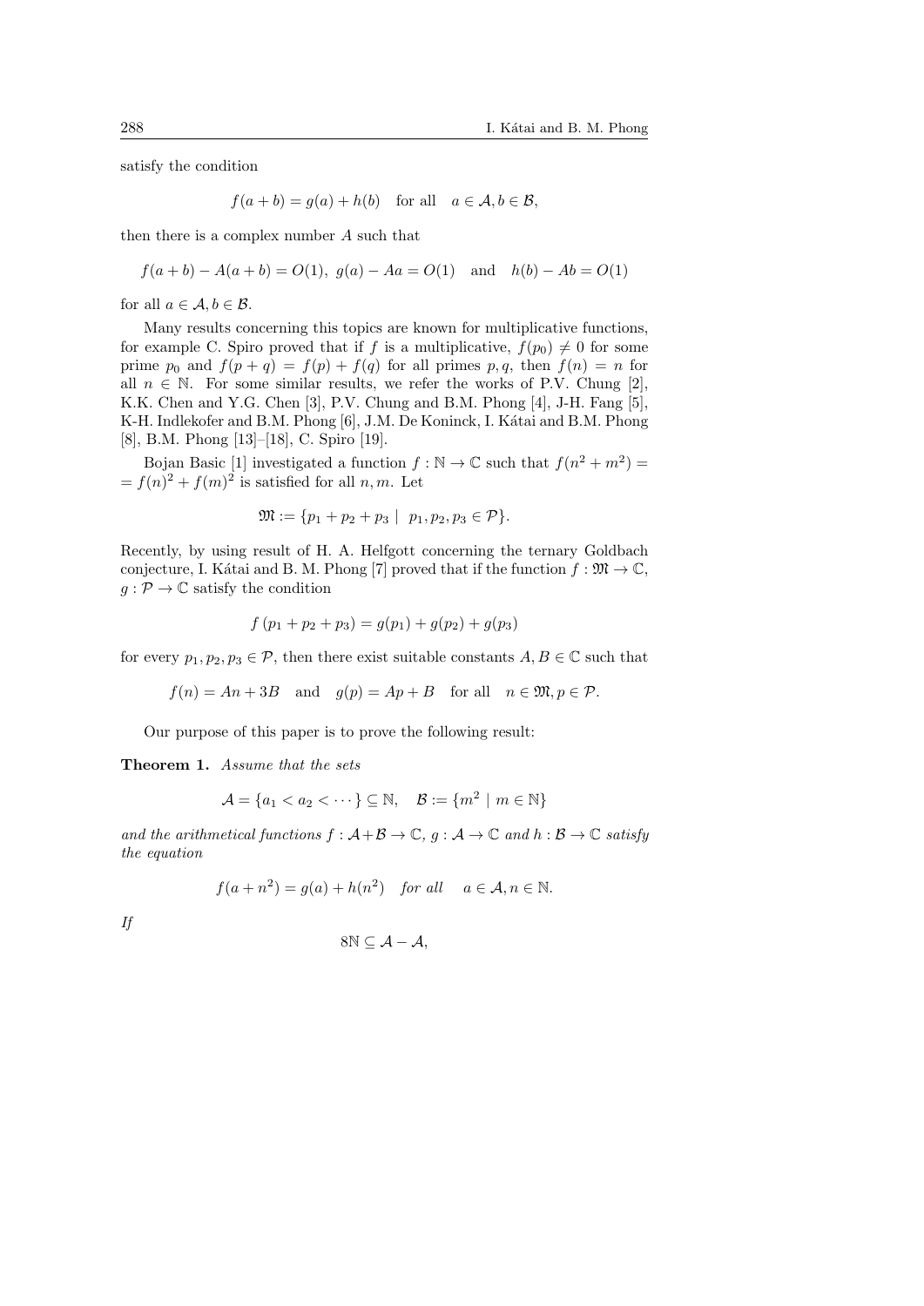satisfy the condition

$$f(a+b) = g(a) + h(b) \quad \text{for all} \quad a \in \mathcal{A}, b \in \mathcal{B},$$

then there is a complex number $A$ such that

$$f(a+b) - A(a+b) = O(1), \ g(a) - Aa = O(1) \quad \text{and} \quad h(b) - Ab = O(1)$$

for all $a \in \mathcal{A}, b \in \mathcal{B}$.

Many results concerning this topics are known for multiplicative functions, for example C. Spiro proved that if $f$ is a multiplicative, $f(p_0) \neq 0$ for some prime $p_0$ and $f(p+q) = f(p) + f(q)$ for all primes $p, q$, then $f(n) = n$ for all $n \in \mathbb{N}$. For some similar results, we refer the works of P.V. Chung [2], K.K. Chen and Y.G. Chen [3], P.V. Chung and B.M. Phong [4], J-H. Fang [5], K-H. Indlekofer and B.M. Phong [6], J.M. De Koninck, I. Kátai and B.M. Phong [8], B.M. Phong [13]–[18], C. Spiro [19].

Bojan Basic [1] investigated a function $f : \mathbb{N} \to \mathbb{C}$ such that $f(n^2 + m^2) = f(n)^2 + f(m)^2$ is satisfied for all $n, m$. Let

$$\mathfrak{M} := \{p_1 + p_2 + p_3 \mid \ p_1, p_2, p_3 \in \mathcal{P}\}.$$

Recently, by using result of H. A. Helfgott concerning the ternary Goldbach conjecture, I. Kátai and B. M. Phong [7] proved that if the function $f : \mathfrak{M} \to \mathbb{C}$, $g : \mathcal{P} \to \mathbb{C}$ satisfy the condition

$$f(p_1 + p_2 + p_3) = g(p_1) + g(p_2) + g(p_3)$$

for every $p_1, p_2, p_3 \in \mathcal{P}$, then there exist suitable constants $A, B \in \mathbb{C}$ such that

$$f(n) = An + 3B \quad \text{and} \quad g(p) = Ap + B \quad \text{for all} \quad n \in \mathfrak{M}, p \in \mathcal{P}.$$

Our purpose of this paper is to prove the following result:

**Theorem 1.** *Assume that the sets*

$$\mathcal{A} = \{a_1 < a_2 < \cdots\} \subseteq \mathbb{N}, \quad \mathcal{B} := \{m^2 \mid m \in \mathbb{N}\}$$

*and the arithmetical functions $f : \mathcal{A} + \mathcal{B} \to \mathbb{C}$, $g : \mathcal{A} \to \mathbb{C}$ and $h : \mathcal{B} \to \mathbb{C}$ satisfy the equation*

$$f(a + n^2) = g(a) + h(n^2) \quad \text{for all} \quad a \in \mathcal{A}, n \in \mathbb{N}.$$

*If*

$$8\mathbb{N} \subseteq \mathcal{A} - \mathcal{A},$$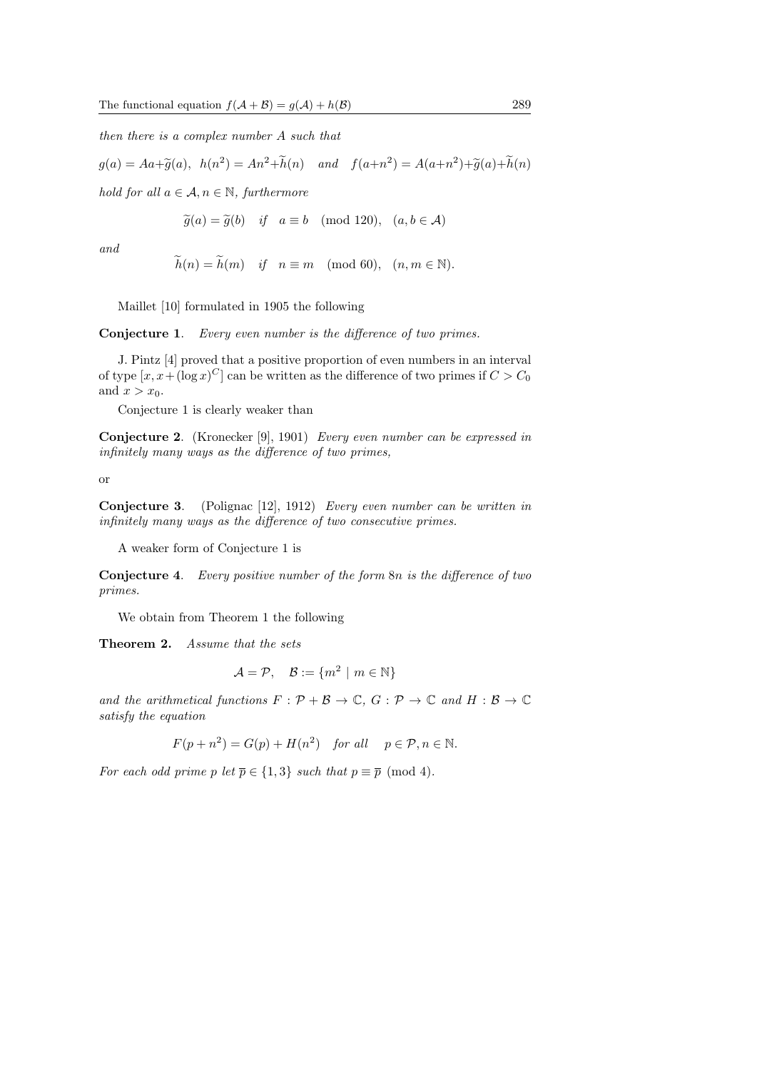*then there is a complex number $A$ such that*

$$g(a) = Aa+\widetilde{g}(a), \;\; h(n^2) = An^2+\widetilde{h}(n) \quad \textit{and} \quad f(a+n^2) = A(a+n^2)+\widetilde{g}(a)+\widetilde{h}(n)$$

*hold for all $a \in \mathcal{A}, n \in \mathbb{N}$, furthermore*

$$\widetilde{g}(a) = \widetilde{g}(b) \quad \textit{if} \quad a \equiv b \pmod{120}, \quad (a, b \in \mathcal{A})$$

*and*

$$\widetilde{h}(n) = \widetilde{h}(m) \quad \textit{if} \quad n \equiv m \pmod{60}, \quad (n, m \in \mathbb{N}).$$

Maillet [10] formulated in 1905 the following

**Conjecture 1**. *Every even number is the difference of two primes.*

J. Pintz [4] proved that a positive proportion of even numbers in an interval of type $[x, x+(\log x)^C]$ can be written as the difference of two primes if $C > C_0$ and $x > x_0$.

Conjecture 1 is clearly weaker than

**Conjecture 2**. (Kronecker [9], 1901) *Every even number can be expressed in infinitely many ways as the difference of two primes,*

or

**Conjecture 3**. (Polignac [12], 1912) *Every even number can be written in infinitely many ways as the difference of two consecutive primes.*

A weaker form of Conjecture 1 is

**Conjecture 4**. *Every positive number of the form $8n$ is the difference of two primes.*

We obtain from Theorem 1 the following

**Theorem 2.** *Assume that the sets*

$$\mathcal{A} = \mathcal{P}, \quad \mathcal{B} := \{m^2 \mid m \in \mathbb{N}\}$$

*and the arithmetical functions $F : \mathcal{P} + \mathcal{B} \to \mathbb{C}$, $G : \mathcal{P} \to \mathbb{C}$ and $H : \mathcal{B} \to \mathbb{C}$ satisfy the equation*

$$F(p + n^2) = G(p) + H(n^2) \quad \textit{for all} \quad p \in \mathcal{P}, n \in \mathbb{N}.$$

*For each odd prime $p$ let $\overline{p} \in \{1, 3\}$ such that $p \equiv \overline{p} \pmod 4$.*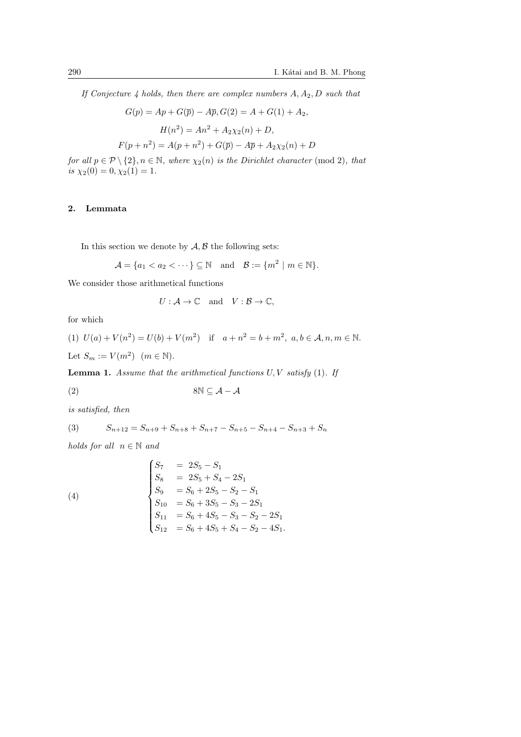*If Conjecture 4 holds, then there are complex numbers $A, A_2, D$ such that*

$$G(p) = Ap + G(\overline{p}) - A\overline{p}, G(2) = A + G(1) + A_2,$$

$$H(n^2) = An^2 + A_2\chi_2(n) + D,$$

$$F(p + n^2) = A(p + n^2) + G(\overline{p}) - A\overline{p} + A_2\chi_2(n) + D$$

*for all $p \in \mathcal{P} \setminus \{2\}, n \in \mathbb{N}$, where $\chi_2(n)$ is the Dirichlet character* (mod 2)*, that is $\chi_2(0) = 0, \chi_2(1) = 1$.*

## 2. Lemmata

In this section we denote by $\mathcal{A}, \mathcal{B}$ the following sets:

$$\mathcal{A} = \{a_1 < a_2 < \cdots\} \subseteq \mathbb{N} \quad \text{and} \quad \mathcal{B} := \{m^2 \mid m \in \mathbb{N}\}.$$

We consider those arithmetical functions

$$U : \mathcal{A} \to \mathbb{C} \quad \text{and} \quad V : \mathcal{B} \to \mathbb{C},$$

for which

(1) $U(a) + V(n^2) = U(b) + V(m^2) \quad \text{if} \quad a + n^2 = b + m^2, \ a, b \in \mathcal{A}, n, m \in \mathbb{N}.$

Let $S_m := V(m^2) \ \ (m \in \mathbb{N})$.

**Lemma 1.** *Assume that the arithmetical functions $U, V$ satisfy* (1)*. If*

$$8\mathbb{N} \subseteq \mathcal{A} - \mathcal{A} \tag{2}$$

*is satisfied, then*

$$S_{n+12} = S_{n+9} + S_{n+8} + S_{n+7} - S_{n+5} - S_{n+4} - S_{n+3} + S_n \tag{3}$$

*holds for all $n \in \mathbb{N}$ and*

$$\begin{cases} S_7 &= 2S_5 - S_1 \\ S_8 &= 2S_5 + S_4 - 2S_1 \\ S_9 &= S_6 + 2S_5 - S_2 - S_1 \\ S_{10} &= S_6 + 3S_5 - S_3 - 2S_1 \\ S_{11} &= S_6 + 4S_5 - S_3 - S_2 - 2S_1 \\ S_{12} &= S_6 + 4S_5 + S_4 - S_2 - 4S_1. \end{cases} \tag{4}$$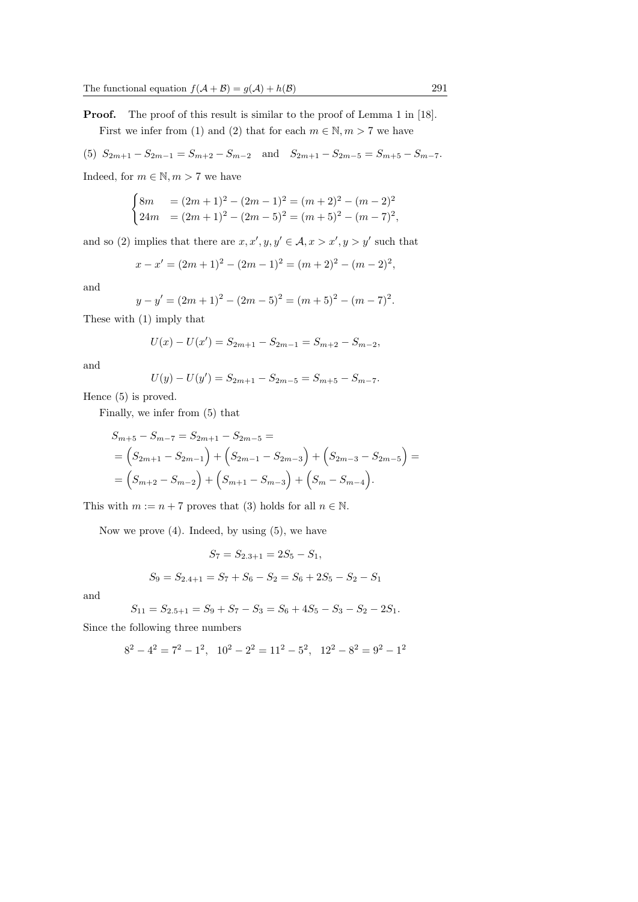**Proof.** The proof of this result is similar to the proof of Lemma 1 in [18].

First we infer from (1) and (2) that for each $m \in \mathbb{N}, m > 7$ we have

(5) $S_{2m+1} - S_{2m-1} = S_{m+2} - S_{m-2}$ and $S_{2m+1} - S_{2m-5} = S_{m+5} - S_{m-7}$.

Indeed, for $m \in \mathbb{N}, m > 7$ we have

$$\begin{cases} 8m & = (2m+1)^2 - (2m-1)^2 = (m+2)^2 - (m-2)^2 \\ 24m & = (2m+1)^2 - (2m-5)^2 = (m+5)^2 - (m-7)^2, \end{cases}$$

and so (2) implies that there are $x, x', y, y' \in \mathcal{A}, x > x', y > y'$ such that

$$x - x' = (2m+1)^2 - (2m-1)^2 = (m+2)^2 - (m-2)^2,$$

and

$$y - y' = (2m+1)^2 - (2m-5)^2 = (m+5)^2 - (m-7)^2.$$

These with (1) imply that

$$U(x) - U(x') = S_{2m+1} - S_{2m-1} = S_{m+2} - S_{m-2},$$

and

$$U(y) - U(y') = S_{2m+1} - S_{2m-5} = S_{m+5} - S_{m-7}.$$

Hence (5) is proved.

Finally, we infer from (5) that

$$\begin{aligned} &S_{m+5} - S_{m-7} = S_{2m+1} - S_{2m-5} = \\ &= \Big(S_{2m+1} - S_{2m-1}\Big) + \Big(S_{2m-1} - S_{2m-3}\Big) + \Big(S_{2m-3} - S_{2m-5}\Big) = \\ &= \Big(S_{m+2} - S_{m-2}\Big) + \Big(S_{m+1} - S_{m-3}\Big) + \Big(S_{m} - S_{m-4}\Big). \end{aligned}$$

This with $m := n + 7$ proves that (3) holds for all $n \in \mathbb{N}$.

Now we prove (4). Indeed, by using (5), we have

$$S_7 = S_{2.3+1} = 2S_5 - S_1,$$

$$S_9 = S_{2.4+1} = S_7 + S_6 - S_2 = S_6 + 2S_5 - S_2 - S_1$$

and

$$S_{11} = S_{2.5+1} = S_9 + S_7 - S_3 = S_6 + 4S_5 - S_3 - S_2 - 2S_1.$$

Since the following three numbers

$$8^2 - 4^2 = 7^2 - 1^2, \quad 10^2 - 2^2 = 11^2 - 5^2, \quad 12^2 - 8^2 = 9^2 - 1^2$$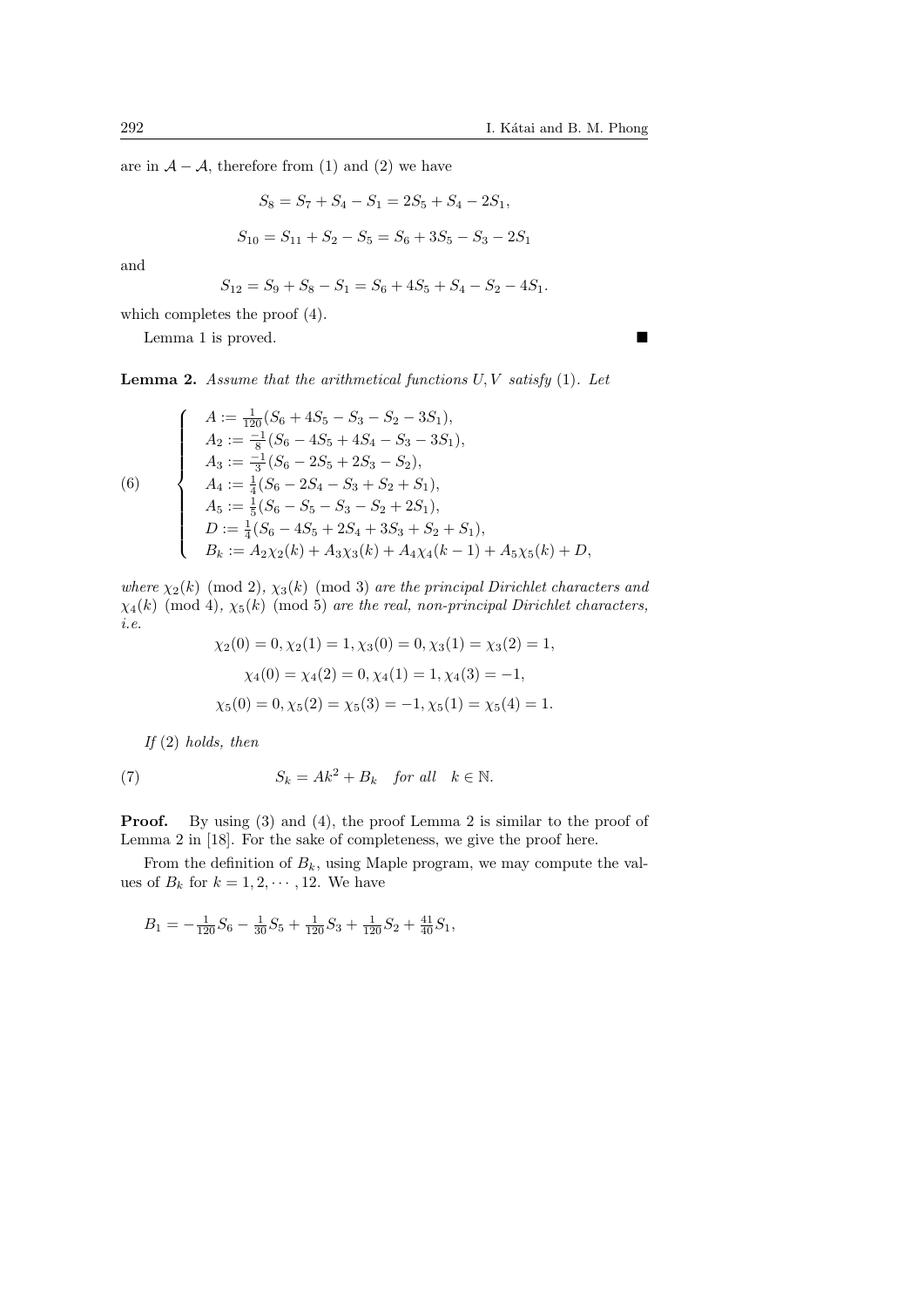are in $\mathcal{A} - \mathcal{A}$, therefore from (1) and (2) we have

$$S_8 = S_7 + S_4 - S_1 = 2S_5 + S_4 - 2S_1,$$

$$S_{10} = S_{11} + S_2 - S_5 = S_6 + 3S_5 - S_3 - 2S_1$$

and

$$S_{12} = S_9 + S_8 - S_1 = S_6 + 4S_5 + S_4 - S_2 - 4S_1.$$

which completes the proof (4).

Lemma 1 is proved. ∎

**Lemma 2.** *Assume that the arithmetical functions $U, V$ satisfy* (1). *Let*

$$(6)\qquad \begin{cases} A := \frac{1}{120}(S_6 + 4S_5 - S_3 - S_2 - 3S_1), \\ A_2 := \frac{-1}{8}(S_6 - 4S_5 + 4S_4 - S_3 - 3S_1), \\ A_3 := \frac{-1}{3}(S_6 - 2S_5 + 2S_3 - S_2), \\ A_4 := \frac{1}{4}(S_6 - 2S_4 - S_3 + S_2 + S_1), \\ A_5 := \frac{1}{5}(S_6 - S_5 - S_3 - S_2 + 2S_1), \\ D := \frac{1}{4}(S_6 - 4S_5 + 2S_4 + 3S_3 + S_2 + S_1), \\ B_k := A_2\chi_2(k) + A_3\chi_3(k) + A_4\chi_4(k-1) + A_5\chi_5(k) + D, \end{cases}$$

*where $\chi_2(k) \pmod 2$, $\chi_3(k) \pmod 3$ are the principal Dirichlet characters and $\chi_4(k) \pmod 4$, $\chi_5(k) \pmod 5$ are the real, non-principal Dirichlet characters, i.e.*

$$\chi_2(0) = 0, \chi_2(1) = 1, \chi_3(0) = 0, \chi_3(1) = \chi_3(2) = 1,$$

$$\chi_4(0) = \chi_4(2) = 0, \chi_4(1) = 1, \chi_4(3) = -1,$$

$$\chi_5(0) = 0, \chi_5(2) = \chi_5(3) = -1, \chi_5(1) = \chi_5(4) = 1.$$

*If* (2) *holds, then*

$$(7)\qquad S_k = Ak^2 + B_k \quad \textit{for all} \quad k \in \mathbb{N}.$$

**Proof.** By using (3) and (4), the proof Lemma 2 is similar to the proof of Lemma 2 in [18]. For the sake of completeness, we give the proof here.

From the definition of $B_k$, using Maple program, we may compute the values of $B_k$ for $k = 1, 2, \cdots, 12$. We have

$$B_1 = -\tfrac{1}{120}S_6 - \tfrac{1}{30}S_5 + \tfrac{1}{120}S_3 + \tfrac{1}{120}S_2 + \tfrac{41}{40}S_1,$$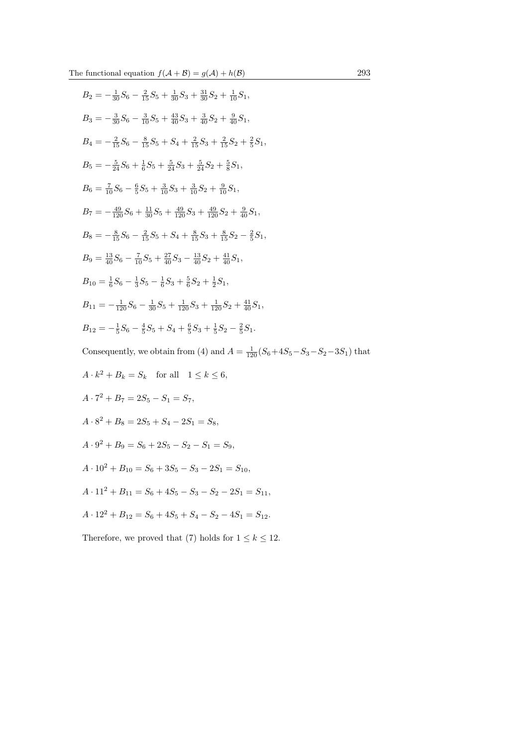$$B_2 = -\tfrac{1}{30}S_6 - \tfrac{2}{15}S_5 + \tfrac{1}{30}S_3 + \tfrac{31}{30}S_2 + \tfrac{1}{10}S_1,$$

$$B_3 = -\tfrac{3}{30}S_6 - \tfrac{3}{10}S_5 + \tfrac{43}{40}S_3 + \tfrac{3}{40}S_2 + \tfrac{9}{40}S_1,$$

$$B_4 = -\tfrac{2}{15}S_6 - \tfrac{8}{15}S_5 + S_4 + \tfrac{2}{15}S_3 + \tfrac{2}{15}S_2 + \tfrac{2}{5}S_1,$$

$$B_5 = -\tfrac{5}{24}S_6 + \tfrac{1}{6}S_5 + \tfrac{5}{24}S_3 + \tfrac{5}{24}S_2 + \tfrac{5}{8}S_1,$$

$$B_6 = \tfrac{7}{10}S_6 - \tfrac{6}{5}S_5 + \tfrac{3}{10}S_3 + \tfrac{3}{10}S_2 + \tfrac{9}{10}S_1,$$

$$B_7 = -\tfrac{49}{120}S_6 + \tfrac{11}{30}S_5 + \tfrac{49}{120}S_3 + \tfrac{49}{120}S_2 + \tfrac{9}{40}S_1,$$

$$B_8 = -\tfrac{8}{15}S_6 - \tfrac{2}{15}S_5 + S_4 + \tfrac{8}{15}S_3 + \tfrac{8}{15}S_2 - \tfrac{2}{5}S_1,$$

$$B_9 = \tfrac{13}{40}S_6 - \tfrac{7}{10}S_5 + \tfrac{27}{40}S_3 - \tfrac{13}{40}S_2 + \tfrac{41}{40}S_1,$$

$$B_{10} = \tfrac{1}{6}S_6 - \tfrac{1}{3}S_5 - \tfrac{1}{6}S_3 + \tfrac{5}{6}S_2 + \tfrac{1}{2}S_1,$$

$$B_{11} = -\tfrac{1}{120}S_6 - \tfrac{1}{30}S_5 + \tfrac{1}{120}S_3 + \tfrac{1}{120}S_2 + \tfrac{41}{40}S_1,$$

$$B_{12} = -\tfrac{1}{5}S_6 - \tfrac{4}{5}S_5 + S_4 + \tfrac{6}{5}S_3 + \tfrac{1}{5}S_2 - \tfrac{2}{5}S_1.$$

Consequently, we obtain from (4) and $A = \frac{1}{120}(S_6 + 4S_5 - S_3 - S_2 - 3S_1)$ that

$$A \cdot k^2 + B_k = S_k \quad \text{for all} \quad 1 \leq k \leq 6,$$

$$A \cdot 7^2 + B_7 = 2S_5 - S_1 = S_7,$$

$$A \cdot 8^2 + B_8 = 2S_5 + S_4 - 2S_1 = S_8,$$

$$A \cdot 9^2 + B_9 = S_6 + 2S_5 - S_2 - S_1 = S_9,$$

$$A \cdot 10^2 + B_{10} = S_6 + 3S_5 - S_3 - 2S_1 = S_{10},$$

$$A \cdot 11^2 + B_{11} = S_6 + 4S_5 - S_3 - S_2 - 2S_1 = S_{11},$$

$$A \cdot 12^2 + B_{12} = S_6 + 4S_5 + S_4 - S_2 - 4S_1 = S_{12}.$$

Therefore, we proved that (7) holds for $1 \leq k \leq 12$.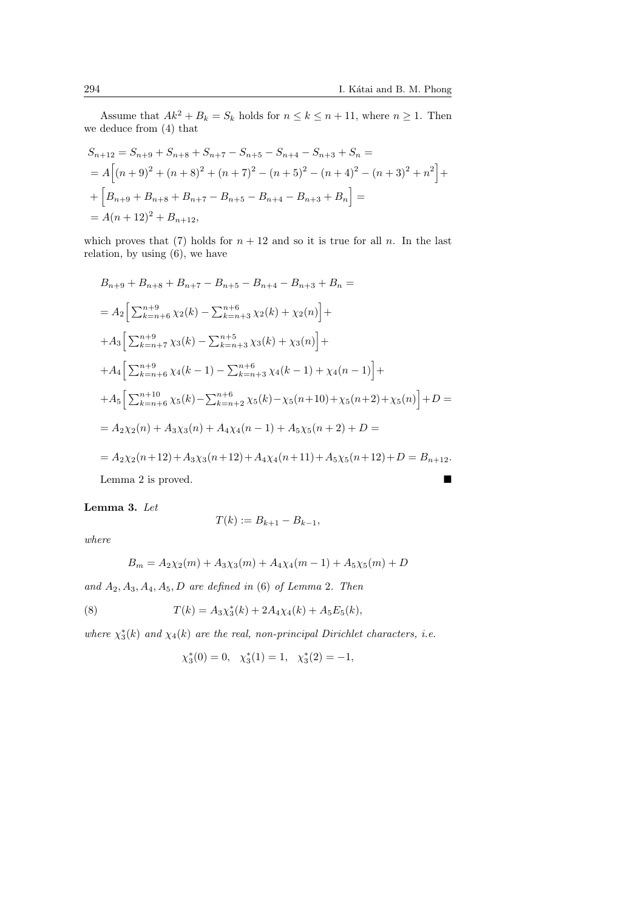Assume that $Ak^2 + B_k = S_k$ holds for $n \le k \le n + 11$, where $n \ge 1$. Then we deduce from (4) that

$$
\begin{aligned}
&S_{n+12} = S_{n+9} + S_{n+8} + S_{n+7} - S_{n+5} - S_{n+4} - S_{n+3} + S_n = \\
&= A\Big[(n+9)^2 + (n+8)^2 + (n+7)^2 - (n+5)^2 - (n+4)^2 - (n+3)^2 + n^2\Big] + \\
&+ \Big[B_{n+9} + B_{n+8} + B_{n+7} - B_{n+5} - B_{n+4} - B_{n+3} + B_n\Big] = \\
&= A(n+12)^2 + B_{n+12},
\end{aligned}
$$

which proves that (7) holds for $n + 12$ and so it is true for all $n$. In the last relation, by using (6), we have

$$
\begin{aligned}
&B_{n+9} + B_{n+8} + B_{n+7} - B_{n+5} - B_{n+4} - B_{n+3} + B_n = \\
&= A_2\Big[\textstyle\sum_{k=n+6}^{n+9} \chi_2(k) - \sum_{k=n+3}^{n+6} \chi_2(k) + \chi_2(n)\Big] + \\
&+ A_3\Big[\textstyle\sum_{k=n+7}^{n+9} \chi_3(k) - \sum_{k=n+3}^{n+5} \chi_3(k) + \chi_3(n)\Big] + \\
&+ A_4\Big[\textstyle\sum_{k=n+6}^{n+9} \chi_4(k-1) - \sum_{k=n+3}^{n+6} \chi_4(k-1) + \chi_4(n-1)\Big] + \\
&+ A_5\Big[\textstyle\sum_{k=n+6}^{n+10} \chi_5(k) - \sum_{k=n+2}^{n+6} \chi_5(k) - \chi_5(n+10) + \chi_5(n+2) + \chi_5(n)\Big] + D = \\
&= A_2\chi_2(n) + A_3\chi_3(n) + A_4\chi_4(n-1) + A_5\chi_5(n+2) + D = \\
&= A_2\chi_2(n+12) + A_3\chi_3(n+12) + A_4\chi_4(n+11) + A_5\chi_5(n+12) + D = B_{n+12}.
\end{aligned}
$$

Lemma 2 is proved. ■

**Lemma 3.** *Let*

$$T(k) := B_{k+1} - B_{k-1},$$

*where*

$$B_m = A_2\chi_2(m) + A_3\chi_3(m) + A_4\chi_4(m-1) + A_5\chi_5(m) + D$$

*and* $A_2, A_3, A_4, A_5, D$ *are defined in* (6) *of Lemma* 2. *Then*

$$T(k) = A_3\chi_3^*(k) + 2A_4\chi_4(k) + A_5E_5(k), \tag{8}$$

*where* $\chi_3^*(k)$ *and* $\chi_4(k)$ *are the real, non-principal Dirichlet characters, i.e.*

$$\chi_3^*(0) = 0, \quad \chi_3^*(1) = 1, \quad \chi_3^*(2) = -1,$$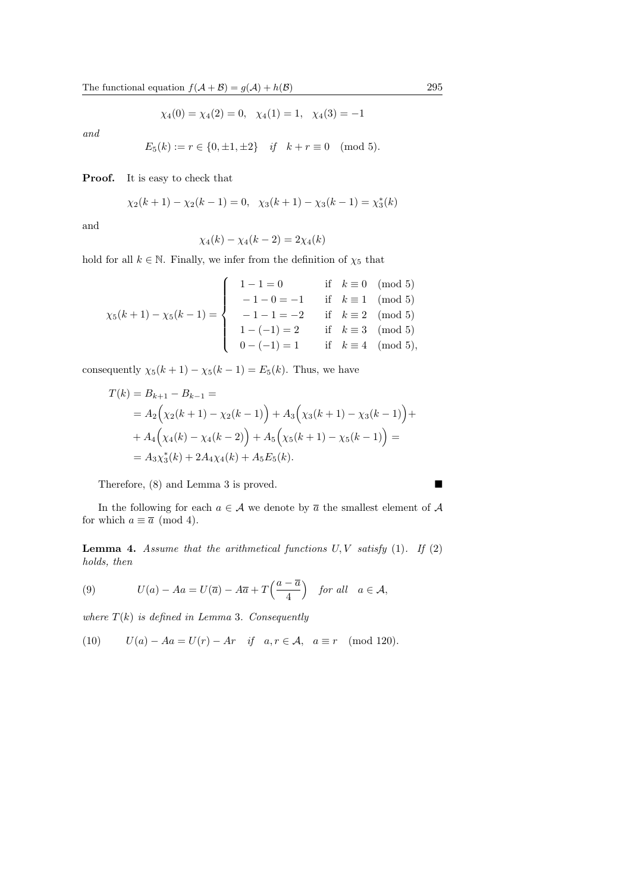$$\chi_4(0) = \chi_4(2) = 0, \quad \chi_4(1) = 1, \quad \chi_4(3) = -1$$

*and*

$$E_5(k) := r \in \{0, \pm 1, \pm 2\} \quad \textit{if} \quad k + r \equiv 0 \pmod 5.$$

**Proof.** It is easy to check that

$$\chi_2(k+1) - \chi_2(k-1) = 0, \quad \chi_3(k+1) - \chi_3(k-1) = \chi_3^*(k)$$

and

$$\chi_4(k) - \chi_4(k-2) = 2\chi_4(k)$$

hold for all $k \in \mathbb{N}$. Finally, we infer from the definition of $\chi_5$ that

$$\chi_5(k+1) - \chi_5(k-1) = \begin{cases} 1 - 1 = 0 & \text{if} \quad k \equiv 0 \pmod 5 \\ -1 - 0 = -1 & \text{if} \quad k \equiv 1 \pmod 5 \\ -1 - 1 = -2 & \text{if} \quad k \equiv 2 \pmod 5 \\ 1 - (-1) = 2 & \text{if} \quad k \equiv 3 \pmod 5 \\ 0 - (-1) = 1 & \text{if} \quad k \equiv 4 \pmod 5), \end{cases}$$

consequently $\chi_5(k+1) - \chi_5(k-1) = E_5(k)$. Thus, we have

$$\begin{aligned} T(k) &= B_{k+1} - B_{k-1} = \\ &= A_2\Big(\chi_2(k+1) - \chi_2(k-1)\Big) + A_3\Big(\chi_3(k+1) - \chi_3(k-1)\Big) + \\ &+ A_4\Big(\chi_4(k) - \chi_4(k-2)\Big) + A_5\Big(\chi_5(k+1) - \chi_5(k-1)\Big) = \\ &= A_3\chi_3^*(k) + 2A_4\chi_4(k) + A_5E_5(k). \end{aligned}$$

Therefore, (8) and Lemma 3 is proved. ∎

In the following for each $a \in \mathcal{A}$ we denote by $\overline{a}$ the smallest element of $\mathcal{A}$ for which $a \equiv \overline{a} \pmod 4$.

**Lemma 4.** *Assume that the arithmetical functions $U, V$ satisfy* (1). *If* (2) *holds, then*

$$U(a) - Aa = U(\overline{a}) - A\overline{a} + T\Big(\frac{a - \overline{a}}{4}\Big) \quad \textit{for all} \quad a \in \mathcal{A}, \tag{9}$$

*where $T(k)$ is defined in Lemma* 3. *Consequently*

$$U(a) - Aa = U(r) - Ar \quad \textit{if} \quad a, r \in \mathcal{A}, \quad a \equiv r \pmod{120}. \tag{10}$$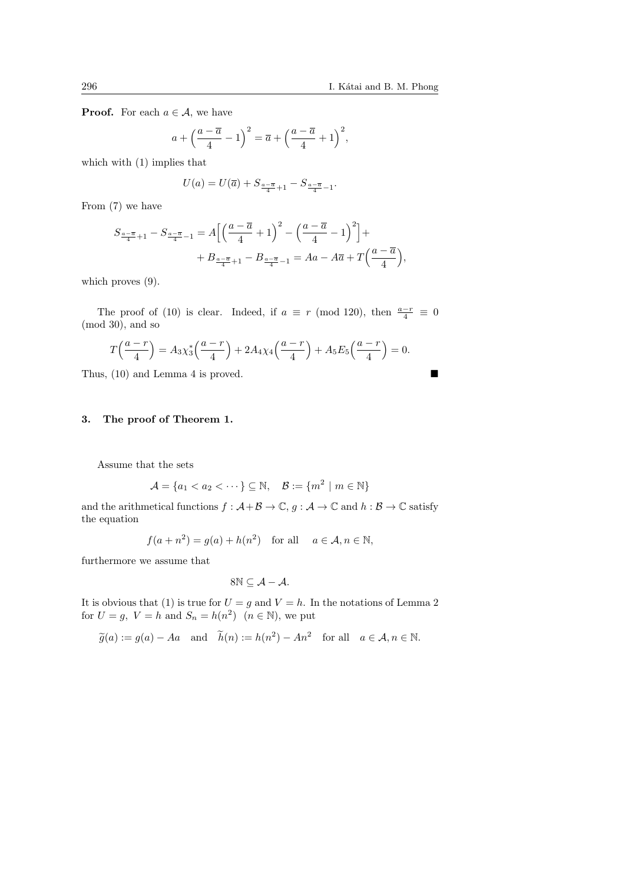**Proof.** For each $a \in \mathcal{A}$, we have

$$a + \Big(\frac{a-\overline{a}}{4} - 1\Big)^2 = \overline{a} + \Big(\frac{a-\overline{a}}{4} + 1\Big)^2,$$

which with (1) implies that

$$U(a) = U(\overline{a}) + S_{\frac{a-\overline{a}}{4}+1} - S_{\frac{a-\overline{a}}{4}-1}.$$

From (7) we have

$$S_{\frac{a-\overline{a}}{4}+1} - S_{\frac{a-\overline{a}}{4}-1} = A\Big[\Big(\frac{a-\overline{a}}{4}+1\Big)^2 - \Big(\frac{a-\overline{a}}{4}-1\Big)^2\Big] + \\ + B_{\frac{a-\overline{a}}{4}+1} - B_{\frac{a-\overline{a}}{4}-1} = Aa - A\overline{a} + T\Big(\frac{a-\overline{a}}{4}\Big),$$

which proves (9).

The proof of (10) is clear. Indeed, if $a \equiv r \pmod{120}$, then $\frac{a-r}{4} \equiv 0 \pmod{30}$, and so

$$T\Big(\frac{a-r}{4}\Big) = A_3\chi_3^*\Big(\frac{a-r}{4}\Big) + 2A_4\chi_4\Big(\frac{a-r}{4}\Big) + A_5E_5\Big(\frac{a-r}{4}\Big) = 0.$$

Thus, (10) and Lemma 4 is proved. ∎

### 3. The proof of Theorem 1.

Assume that the sets

$$\mathcal{A} = \{a_1 < a_2 < \cdots\} \subseteq \mathbb{N}, \quad \mathcal{B} := \{m^2 \mid m \in \mathbb{N}\}$$

and the arithmetical functions $f : \mathcal{A}+\mathcal{B} \to \mathbb{C}$, $g : \mathcal{A} \to \mathbb{C}$ and $h : \mathcal{B} \to \mathbb{C}$ satisfy the equation

$$f(a + n^2) = g(a) + h(n^2) \quad \text{for all} \quad a \in \mathcal{A}, n \in \mathbb{N},$$

furthermore we assume that

$$8\mathbb{N} \subseteq \mathcal{A} - \mathcal{A}.$$

It is obvious that (1) is true for $U = g$ and $V = h$. In the notations of Lemma 2 for $U = g$, $V = h$ and $S_n = h(n^2)$ $(n \in \mathbb{N})$, we put

$$\widetilde{g}(a) := g(a) - Aa \quad \text{and} \quad \widetilde{h}(n) := h(n^2) - An^2 \quad \text{for all} \quad a \in \mathcal{A}, n \in \mathbb{N}.$$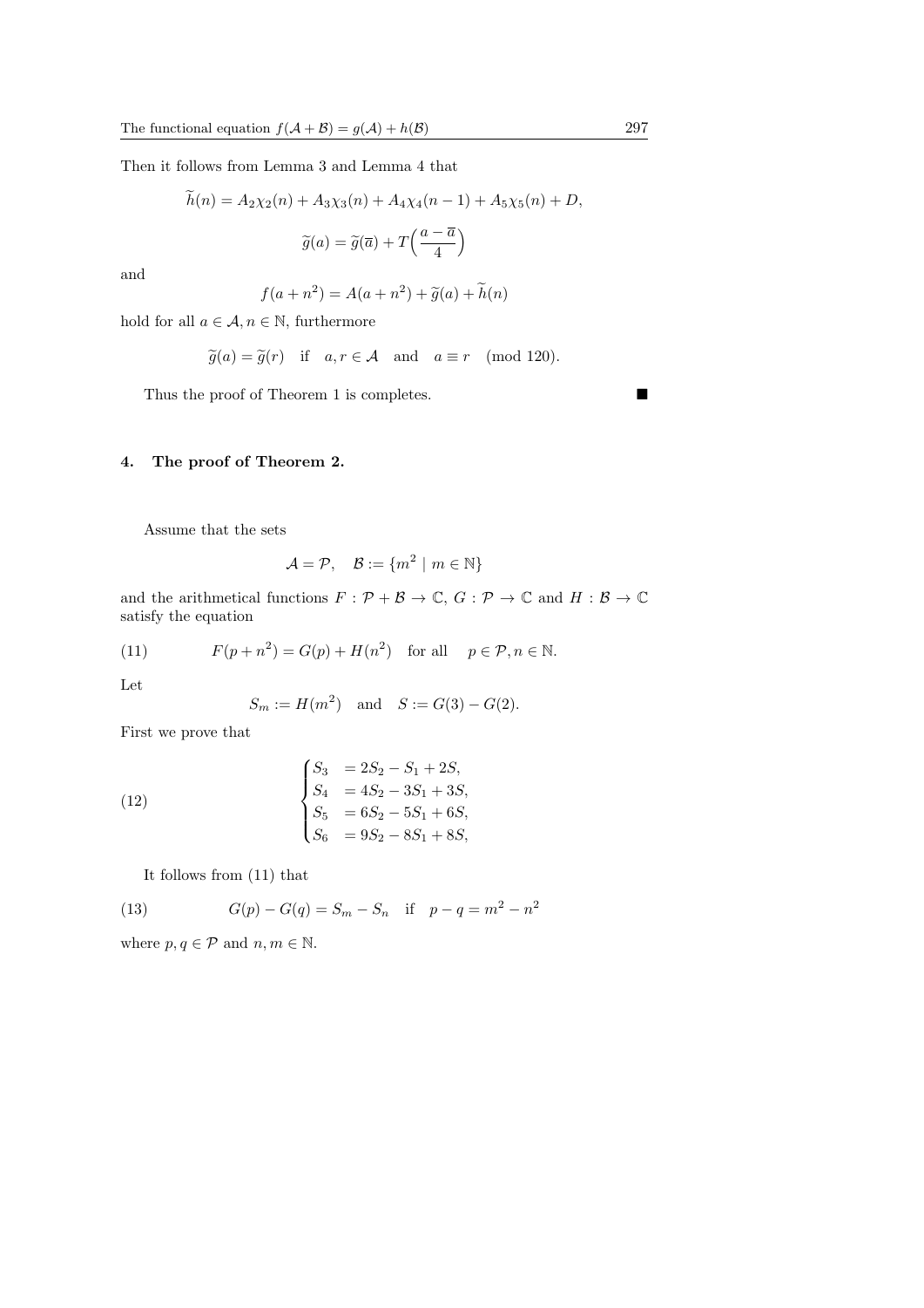Then it follows from Lemma 3 and Lemma 4 that

$$\widetilde{h}(n) = A_2\chi_2(n) + A_3\chi_3(n) + A_4\chi_4(n-1) + A_5\chi_5(n) + D,$$

$$\widetilde{g}(a) = \widetilde{g}(\overline{a}) + T\Big(\frac{a-\overline{a}}{4}\Big)$$

and

$$f(a+n^2) = A(a+n^2) + \widetilde{g}(a) + \widetilde{h}(n)$$

hold for all $a \in \mathcal{A}, n \in \mathbb{N}$, furthermore

$$\widetilde{g}(a) = \widetilde{g}(r) \quad \text{if} \quad a, r \in \mathcal{A} \quad \text{and} \quad a \equiv r \pmod{120}.$$

Thus the proof of Theorem 1 is completes. ∎

## 4. The proof of Theorem 2.

Assume that the sets

$$\mathcal{A} = \mathcal{P}, \quad \mathcal{B} := \{m^2 \mid m \in \mathbb{N}\}$$

and the arithmetical functions $F : \mathcal{P} + \mathcal{B} \to \mathbb{C}$, $G : \mathcal{P} \to \mathbb{C}$ and $H : \mathcal{B} \to \mathbb{C}$ satisfy the equation

$$F(p+n^2) = G(p) + H(n^2) \quad \text{for all} \quad p \in \mathcal{P}, n \in \mathbb{N}. \tag{11}$$

Let

$$S_m := H(m^2) \quad \text{and} \quad S := G(3) - G(2).$$

First we prove that

$$\begin{cases} S_3 &= 2S_2 - S_1 + 2S, \\ S_4 &= 4S_2 - 3S_1 + 3S, \\ S_5 &= 6S_2 - 5S_1 + 6S, \\ S_6 &= 9S_2 - 8S_1 + 8S, \end{cases} \tag{12}$$

It follows from (11) that

$$G(p) - G(q) = S_m - S_n \quad \text{if} \quad p - q = m^2 - n^2 \tag{13}$$

where $p, q \in \mathcal{P}$ and $n, m \in \mathbb{N}$.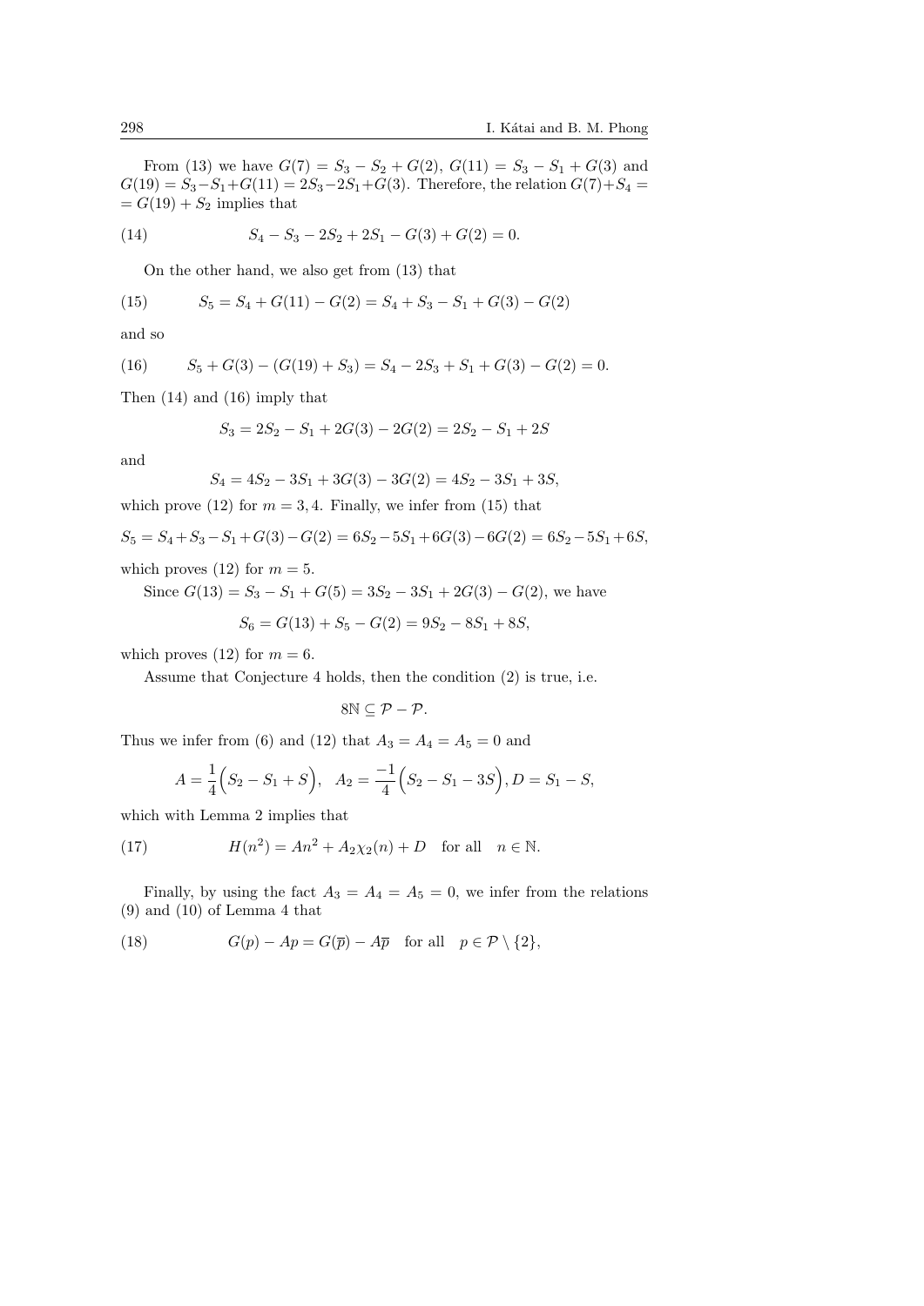From (13) we have $G(7) = S_3 - S_2 + G(2)$, $G(11) = S_3 - S_1 + G(3)$ and $G(19) = S_3 - S_1 + G(11) = 2S_3 - 2S_1 + G(3)$. Therefore, the relation $G(7) + S_4 = G(19) + S_2$ implies that

$$S_4 - S_3 - 2S_2 + 2S_1 - G(3) + G(2) = 0. \tag{14}$$

On the other hand, we also get from (13) that

$$S_5 = S_4 + G(11) - G(2) = S_4 + S_3 - S_1 + G(3) - G(2) \tag{15}$$

and so

$$S_5 + G(3) - (G(19) + S_3) = S_4 - 2S_3 + S_1 + G(3) - G(2) = 0. \tag{16}$$

Then (14) and (16) imply that

$$S_3 = 2S_2 - S_1 + 2G(3) - 2G(2) = 2S_2 - S_1 + 2S$$

and

$$S_4 = 4S_2 - 3S_1 + 3G(3) - 3G(2) = 4S_2 - 3S_1 + 3S,$$

which prove (12) for $m = 3, 4$. Finally, we infer from (15) that

$$S_5 = S_4 + S_3 - S_1 + G(3) - G(2) = 6S_2 - 5S_1 + 6G(3) - 6G(2) = 6S_2 - 5S_1 + 6S,$$

which proves (12) for $m = 5$.

Since $G(13) = S_3 - S_1 + G(5) = 3S_2 - 3S_1 + 2G(3) - G(2)$, we have

$$S_6 = G(13) + S_5 - G(2) = 9S_2 - 8S_1 + 8S,$$

which proves (12) for $m = 6$.

Assume that Conjecture 4 holds, then the condition (2) is true, i.e.

$$8\mathbb{N} \subseteq \mathcal{P} - \mathcal{P}.$$

Thus we infer from (6) and (12) that $A_3 = A_4 = A_5 = 0$ and

$$A = \frac{1}{4}\Big(S_2 - S_1 + S\Big), \quad A_2 = \frac{-1}{4}\Big(S_2 - S_1 - 3S\Big), D = S_1 - S,$$

which with Lemma 2 implies that

$$H(n^2) = An^2 + A_2\chi_2(n) + D \quad \text{for all} \quad n \in \mathbb{N}. \tag{17}$$

Finally, by using the fact $A_3 = A_4 = A_5 = 0$, we infer from the relations (9) and (10) of Lemma 4 that

$$G(p) - Ap = G(\overline{p}) - A\overline{p} \quad \text{for all} \quad p \in \mathcal{P} \setminus \{2\}, \tag{18}$$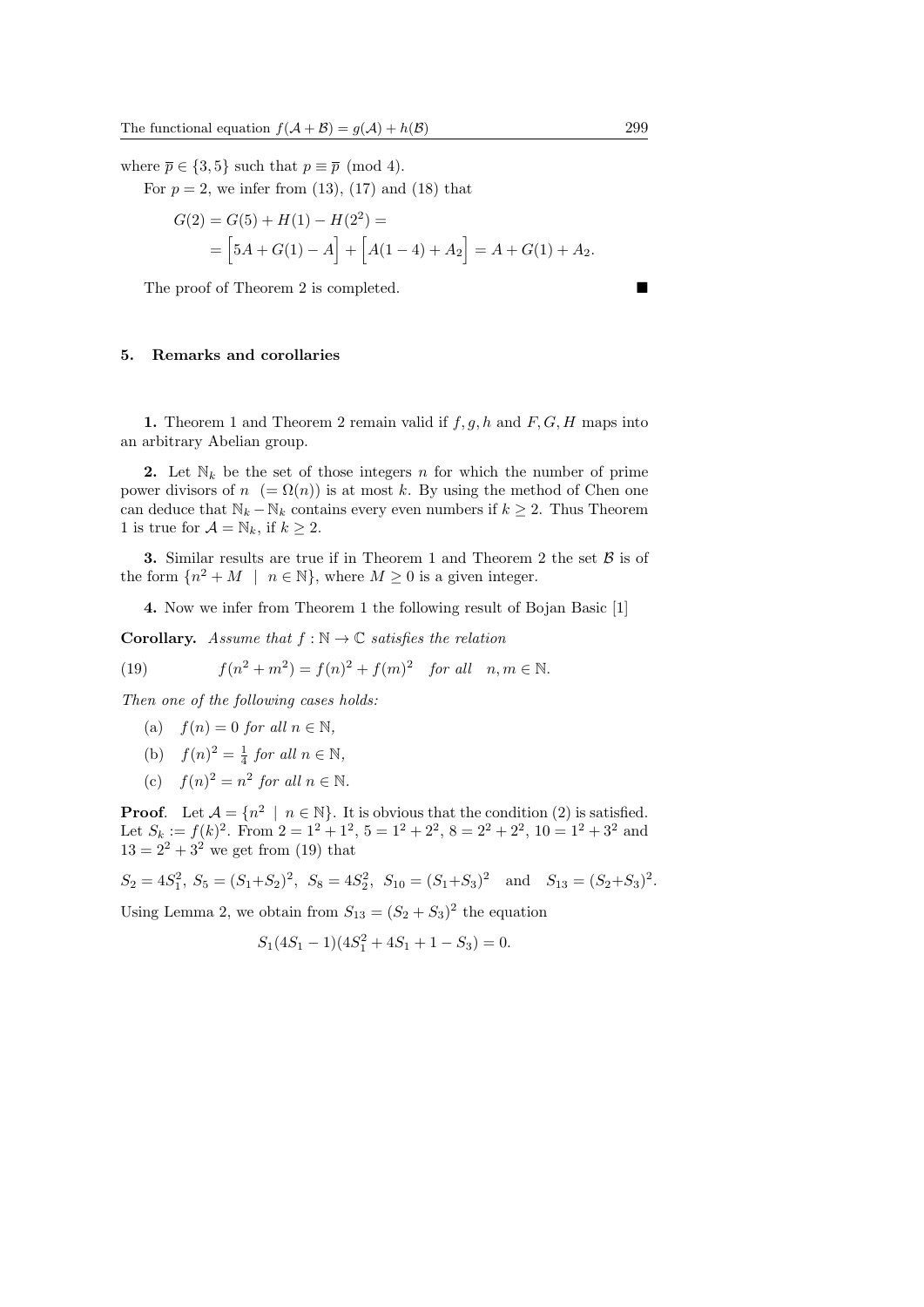where $\overline{p} \in \{3, 5\}$ such that $p \equiv \overline{p} \pmod 4$.

For $p = 2$, we infer from (13), (17) and (18) that

$$\begin{aligned} G(2) &= G(5) + H(1) - H(2^2) = \\ &= \Big[5A + G(1) - A\Big] + \Big[A(1-4) + A_2\Big] = A + G(1) + A_2. \end{aligned}$$

The proof of Theorem 2 is completed. ■

## 5. Remarks and corollaries

**1.** Theorem 1 and Theorem 2 remain valid if $f, g, h$ and $F, G, H$ maps into an arbitrary Abelian group.

**2.** Let $\mathbb{N}_k$ be the set of those integers $n$ for which the number of prime power divisors of $n$ $(= \Omega(n))$ is at most $k$. By using the method of Chen one can deduce that $\mathbb{N}_k - \mathbb{N}_k$ contains every even numbers if $k \geq 2$. Thus Theorem 1 is true for $\mathcal{A} = \mathbb{N}_k$, if $k \geq 2$.

**3.** Similar results are true if in Theorem 1 and Theorem 2 the set $\mathcal{B}$ is of the form $\{n^2 + M \mid n \in \mathbb{N}\}$, where $M \geq 0$ is a given integer.

**4.** Now we infer from Theorem 1 the following result of Bojan Basic [1]

**Corollary.** *Assume that $f : \mathbb{N} \to \mathbb{C}$ satisfies the relation*

$$f(n^2 + m^2) = f(n)^2 + f(m)^2 \quad \textit{for all} \quad n, m \in \mathbb{N}. \tag{19}$$

*Then one of the following cases holds:*

(a) $f(n) = 0$ *for all* $n \in \mathbb{N}$,

(b) $f(n)^2 = \frac{1}{4}$ *for all* $n \in \mathbb{N}$,

(c) $f(n)^2 = n^2$ *for all* $n \in \mathbb{N}$.

**Proof**. Let $\mathcal{A} = \{n^2 \mid n \in \mathbb{N}\}$. It is obvious that the condition (2) is satisfied. Let $S_k := f(k)^2$. From $2 = 1^2 + 1^2$, $5 = 1^2 + 2^2$, $8 = 2^2 + 2^2$, $10 = 1^2 + 3^2$ and $13 = 2^2 + 3^2$ we get from (19) that

$$S_2 = 4S_1^2, \; S_5 = (S_1 + S_2)^2, \; S_8 = 4S_2^2, \; S_{10} = (S_1 + S_3)^2 \quad \text{and} \quad S_{13} = (S_2 + S_3)^2.$$

Using Lemma 2, we obtain from $S_{13} = (S_2 + S_3)^2$ the equation

$$S_1(4S_1 - 1)(4S_1^2 + 4S_1 + 1 - S_3) = 0.$$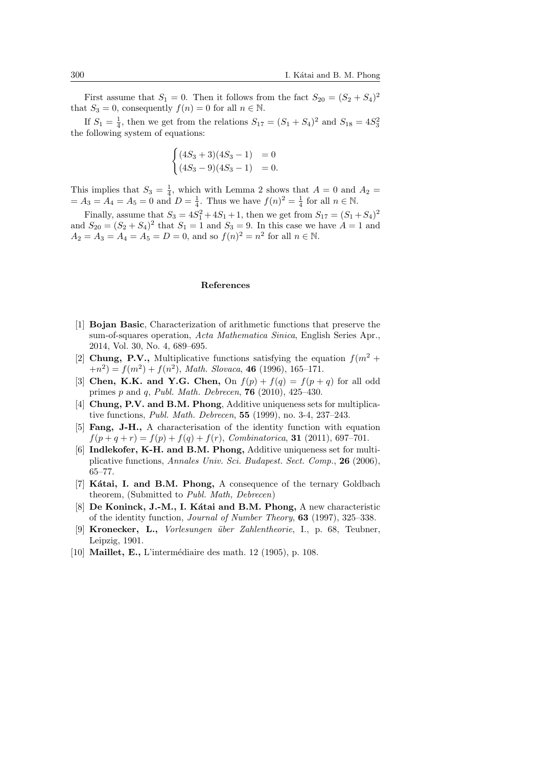First assume that $S_1 = 0$. Then it follows from the fact $S_{20} = (S_2 + S_4)^2$ that $S_3 = 0$, consequently $f(n) = 0$ for all $n \in \mathbb{N}$.

If $S_1 = \frac{1}{4}$, then we get from the relations $S_{17} = (S_1 + S_4)^2$ and $S_{18} = 4S_3^2$ the following system of equations:

$$\begin{cases} (4S_3 + 3)(4S_3 - 1) &= 0 \\ (4S_3 - 9)(4S_3 - 1) &= 0. \end{cases}$$

This implies that $S_3 = \frac{1}{4}$, which with Lemma 2 shows that $A = 0$ and $A_2 = A_3 = A_4 = A_5 = 0$ and $D = \frac{1}{4}$. Thus we have $f(n)^2 = \frac{1}{4}$ for all $n \in \mathbb{N}$.

Finally, assume that $S_3 = 4S_1^2 + 4S_1 + 1$, then we get from $S_{17} = (S_1 + S_4)^2$ and $S_{20} = (S_2 + S_4)^2$ that $S_1 = 1$ and $S_3 = 9$. In this case we have $A = 1$ and $A_2 = A_3 = A_4 = A_5 = D = 0$, and so $f(n)^2 = n^2$ for all $n \in \mathbb{N}$.

## References

[1] **Bojan Basic**, Characterization of arithmetic functions that preserve the sum-of-squares operation, *Acta Mathematica Sinica*, English Series Apr., 2014, Vol. 30, No. 4, 689–695.

[2] **Chung, P.V.,** Multiplicative functions satisfying the equation $f(m^2 + n^2) = f(m^2) + f(n^2)$, *Math. Slovaca*, **46** (1996), 165–171.

[3] **Chen, K.K. and Y.G. Chen,** On $f(p) + f(q) = f(p + q)$ for all odd primes $p$ and $q$, *Publ. Math. Debrecen*, **76** (2010), 425–430.

[4] **Chung, P.V. and B.M. Phong**, Additive uniqueness sets for multiplicative functions, *Publ. Math. Debrecen*, **55** (1999), no. 3-4, 237–243.

[5] **Fang, J-H.,** A characterisation of the identity function with equation $f(p + q + r) = f(p) + f(q) + f(r)$, *Combinatorica*, **31** (2011), 697–701.

[6] **Indlekofer, K-H. and B.M. Phong,** Additive uniqueness set for multiplicative functions, *Annales Univ. Sci. Budapest. Sect. Comp.*, **26** (2006), 65–77.

[7] **Kátai, I. and B.M. Phong,** A consequence of the ternary Goldbach theorem, (Submitted to *Publ. Math, Debrecen*)

[8] **De Koninck, J.-M., I. Kátai and B.M. Phong,** A new characteristic of the identity function, *Journal of Number Theory*, **63** (1997), 325–338.

[9] **Kronecker, L.,** *Vorlesungen über Zahlentheorie*, I., p. 68, Teubner, Leipzig, 1901.

[10] **Maillet, E.,** L'intermédiaire des math. 12 (1905), p. 108.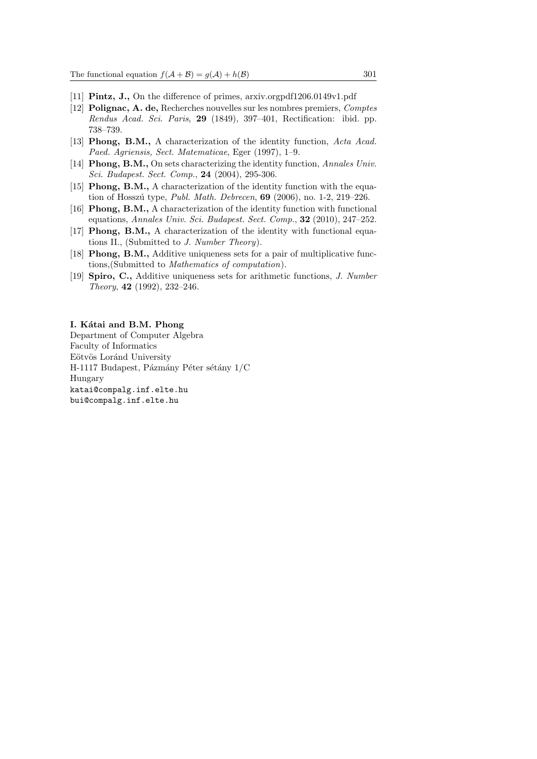[11] **Pintz, J.,** On the difference of primes, arxiv.orgpdf1206.0149v1.pdf

[12] **Polignac, A. de,** Recherches nouvelles sur les nombres premiers, *Comptes Rendus Acad. Sci. Paris*, **29** (1849), 397–401, Rectification: ibid. pp. 738–739.

[13] **Phong, B.M.,** A characterization of the identity function, *Acta Acad. Paed. Agriensis, Sect. Matematicae*, Eger (1997), 1–9.

[14] **Phong, B.M.,** On sets characterizing the identity function, *Annales Univ. Sci. Budapest. Sect. Comp.*, **24** (2004), 295-306.

[15] **Phong, B.M.,** A characterization of the identity function with the equation of Hosszú type, *Publ. Math. Debrecen*, **69** (2006), no. 1-2, 219–226.

[16] **Phong, B.M.,** A characterization of the identity function with functional equations, *Annales Univ. Sci. Budapest. Sect. Comp.*, **32** (2010), 247–252.

[17] **Phong, B.M.,** A characterization of the identity with functional equations II., (Submitted to *J. Number Theory*).

[18] **Phong, B.M.,** Additive uniqueness sets for a pair of multiplicative functions,(Submitted to *Mathematics of computation*).

[19] **Spiro, C.,** Additive uniqueness sets for arithmetic functions, *J. Number Theory*, **42** (1992), 232–246.

**I. Kátai and B.M. Phong**
Department of Computer Algebra
Faculty of Informatics
Eötvös Loránd University
H-1117 Budapest, Pázmány Péter sétány 1/C
Hungary
katai@compalg.inf.elte.hu
bui@compalg.inf.elte.hu